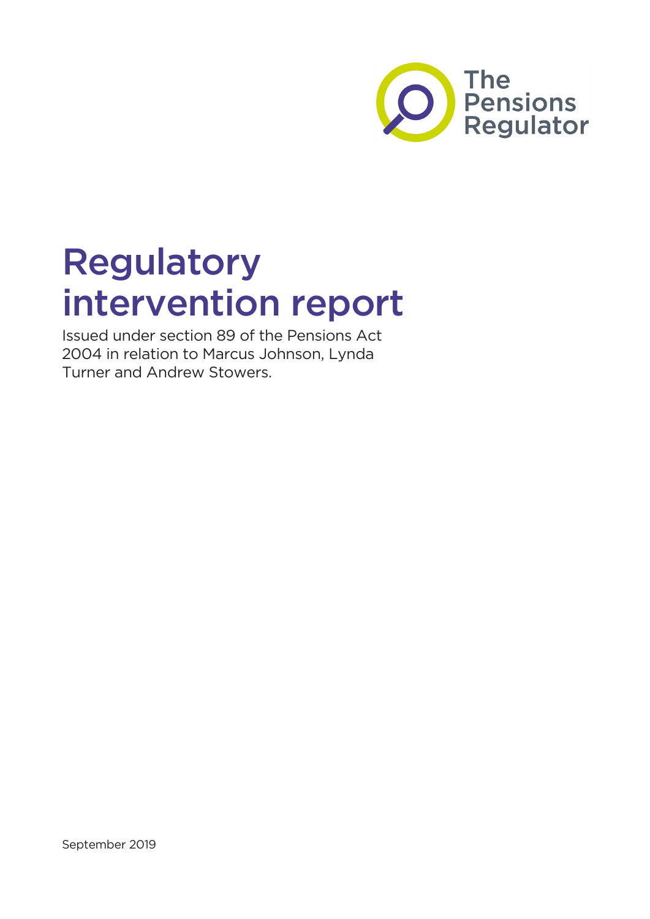The Pensions Regulator

# Regulatory intervention report

Issued under section 89 of the Pensions Act 2004 in relation to Marcus Johnson, Lynda Turner and Andrew Stowers.

September 2019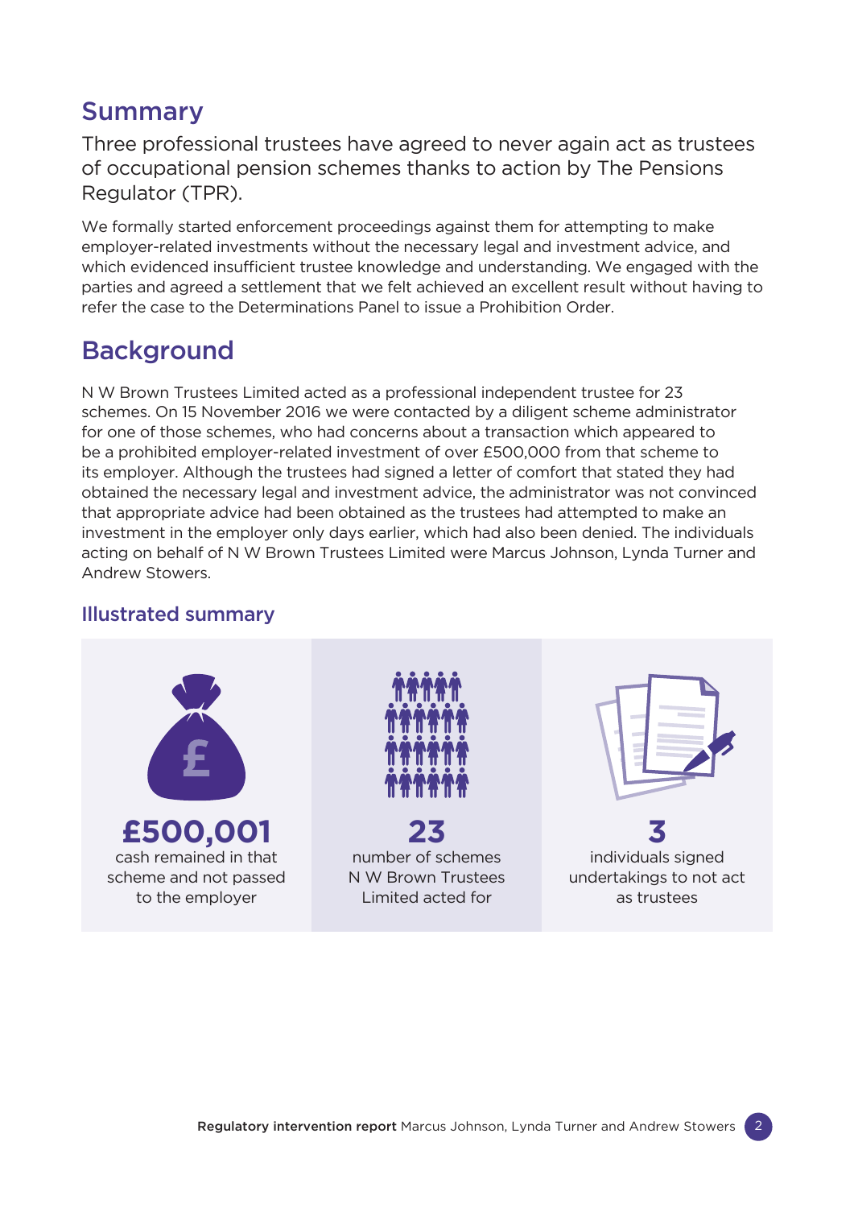## Summary

Three professional trustees have agreed to never again act as trustees of occupational pension schemes thanks to action by The Pensions Regulator (TPR).

We formally started enforcement proceedings against them for attempting to make employer-related investments without the necessary legal and investment advice, and which evidenced insufficient trustee knowledge and understanding. We engaged with the parties and agreed a settlement that we felt achieved an excellent result without having to refer the case to the Determinations Panel to issue a Prohibition Order.

## Background

N W Brown Trustees Limited acted as a professional independent trustee for 23 schemes. On 15 November 2016 we were contacted by a diligent scheme administrator for one of those schemes, who had concerns about a transaction which appeared to be a prohibited employer-related investment of over £500,000 from that scheme to its employer. Although the trustees had signed a letter of comfort that stated they had obtained the necessary legal and investment advice, the administrator was not convinced that appropriate advice had been obtained as the trustees had attempted to make an investment in the employer only days earlier, which had also been denied. The individuals acting on behalf of N W Brown Trustees Limited were Marcus Johnson, Lynda Turner and Andrew Stowers.

### Illustrated summary

**£500,001**
cash remained in that scheme and not passed to the employer

**23**
number of schemes N W Brown Trustees Limited acted for

**3**
individuals signed undertakings to not act as trustees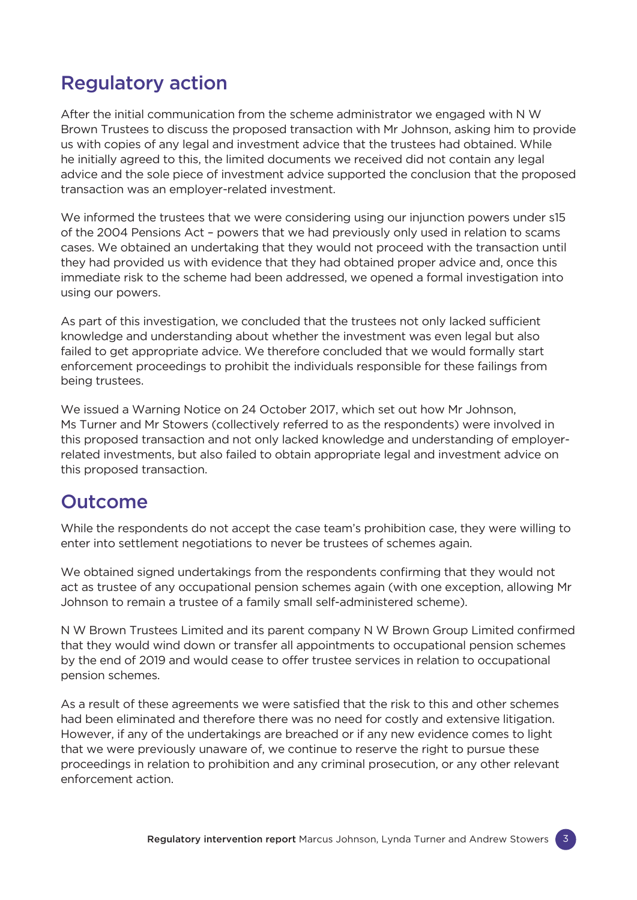## Regulatory action

After the initial communication from the scheme administrator we engaged with N W Brown Trustees to discuss the proposed transaction with Mr Johnson, asking him to provide us with copies of any legal and investment advice that the trustees had obtained. While he initially agreed to this, the limited documents we received did not contain any legal advice and the sole piece of investment advice supported the conclusion that the proposed transaction was an employer-related investment.

We informed the trustees that we were considering using our injunction powers under s15 of the 2004 Pensions Act – powers that we had previously only used in relation to scams cases. We obtained an undertaking that they would not proceed with the transaction until they had provided us with evidence that they had obtained proper advice and, once this immediate risk to the scheme had been addressed, we opened a formal investigation into using our powers.

As part of this investigation, we concluded that the trustees not only lacked sufficient knowledge and understanding about whether the investment was even legal but also failed to get appropriate advice. We therefore concluded that we would formally start enforcement proceedings to prohibit the individuals responsible for these failings from being trustees.

We issued a Warning Notice on 24 October 2017, which set out how Mr Johnson, Ms Turner and Mr Stowers (collectively referred to as the respondents) were involved in this proposed transaction and not only lacked knowledge and understanding of employer-related investments, but also failed to obtain appropriate legal and investment advice on this proposed transaction.

## Outcome

While the respondents do not accept the case team's prohibition case, they were willing to enter into settlement negotiations to never be trustees of schemes again.

We obtained signed undertakings from the respondents confirming that they would not act as trustee of any occupational pension schemes again (with one exception, allowing Mr Johnson to remain a trustee of a family small self-administered scheme).

N W Brown Trustees Limited and its parent company N W Brown Group Limited confirmed that they would wind down or transfer all appointments to occupational pension schemes by the end of 2019 and would cease to offer trustee services in relation to occupational pension schemes.

As a result of these agreements we were satisfied that the risk to this and other schemes had been eliminated and therefore there was no need for costly and extensive litigation. However, if any of the undertakings are breached or if any new evidence comes to light that we were previously unaware of, we continue to reserve the right to pursue these proceedings in relation to prohibition and any criminal prosecution, or any other relevant enforcement action.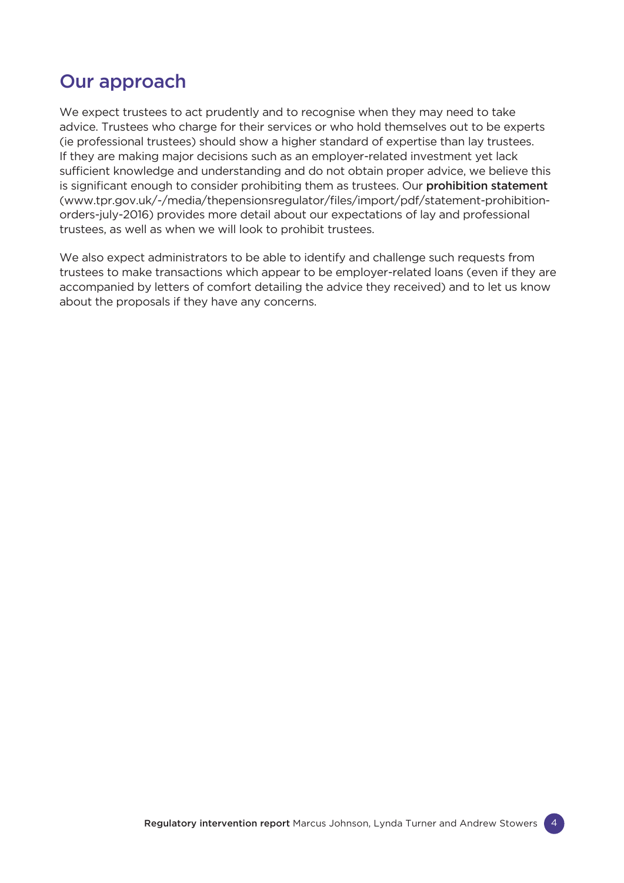## Our approach

We expect trustees to act prudently and to recognise when they may need to take advice. Trustees who charge for their services or who hold themselves out to be experts (ie professional trustees) should show a higher standard of expertise than lay trustees. If they are making major decisions such as an employer-related investment yet lack sufficient knowledge and understanding and do not obtain proper advice, we believe this is significant enough to consider prohibiting them as trustees. Our **prohibition statement** (www.tpr.gov.uk/-/media/thepensionsregulator/files/import/pdf/statement-prohibition-orders-july-2016) provides more detail about our expectations of lay and professional trustees, as well as when we will look to prohibit trustees.

We also expect administrators to be able to identify and challenge such requests from trustees to make transactions which appear to be employer-related loans (even if they are accompanied by letters of comfort detailing the advice they received) and to let us know about the proposals if they have any concerns.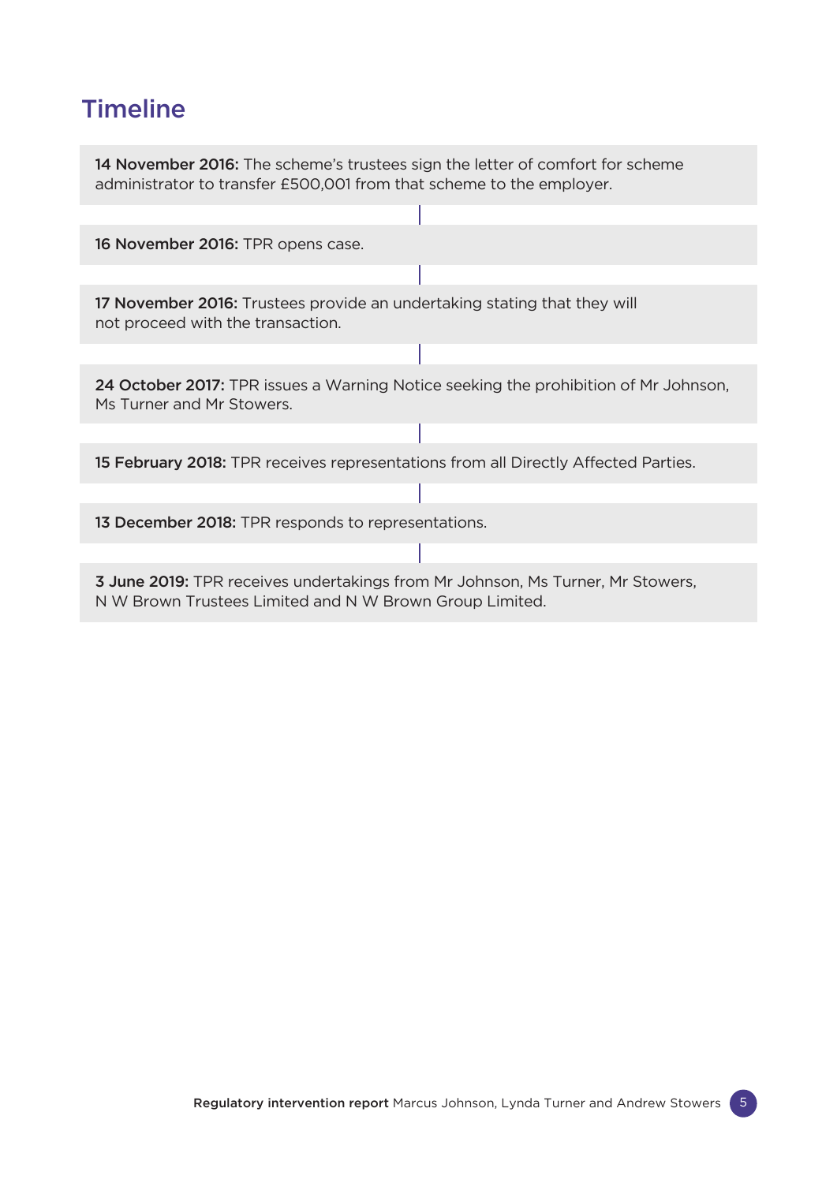## Timeline

**14 November 2016:** The scheme's trustees sign the letter of comfort for scheme administrator to transfer £500,001 from that scheme to the employer.

**16 November 2016:** TPR opens case.

**17 November 2016:** Trustees provide an undertaking stating that they will not proceed with the transaction.

**24 October 2017:** TPR issues a Warning Notice seeking the prohibition of Mr Johnson, Ms Turner and Mr Stowers.

**15 February 2018:** TPR receives representations from all Directly Affected Parties.

**13 December 2018:** TPR responds to representations.

**3 June 2019:** TPR receives undertakings from Mr Johnson, Ms Turner, Mr Stowers, N W Brown Trustees Limited and N W Brown Group Limited.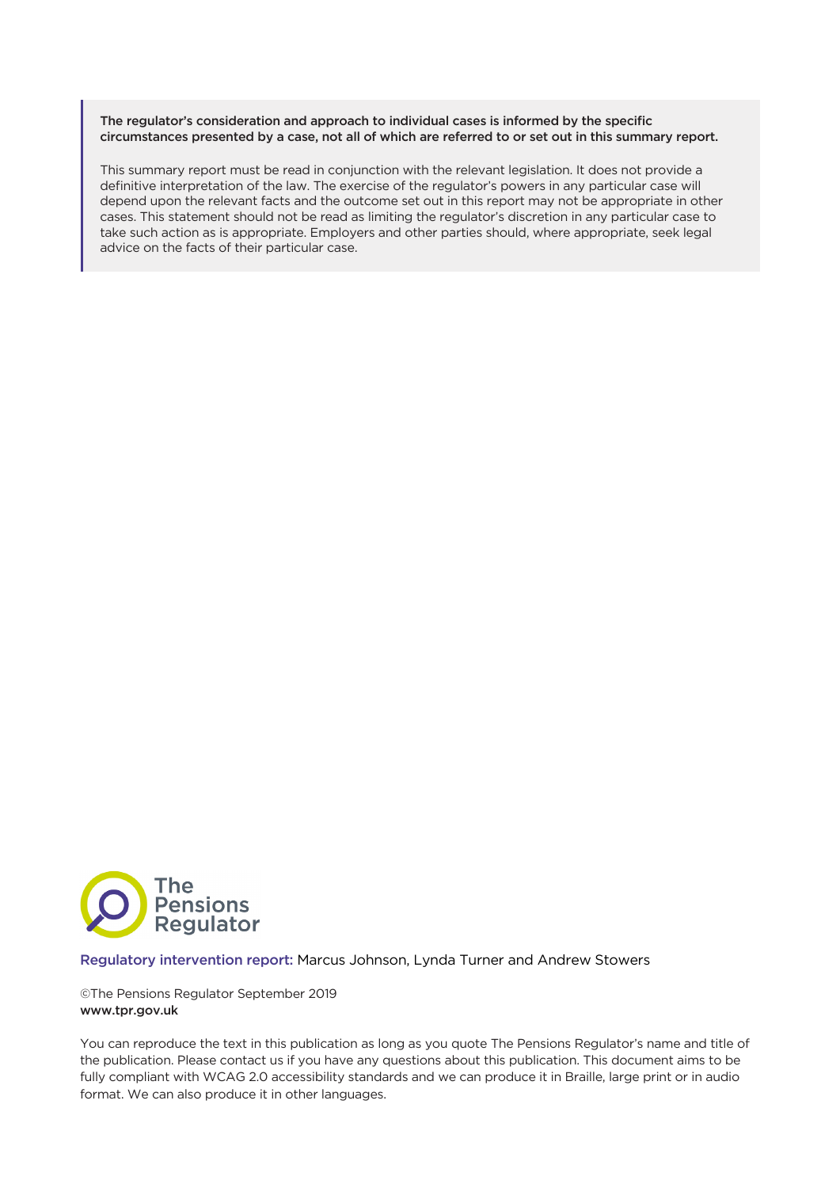**The regulator's consideration and approach to individual cases is informed by the specific circumstances presented by a case, not all of which are referred to or set out in this summary report.**

This summary report must be read in conjunction with the relevant legislation. It does not provide a definitive interpretation of the law. The exercise of the regulator's powers in any particular case will depend upon the relevant facts and the outcome set out in this report may not be appropriate in other cases. This statement should not be read as limiting the regulator's discretion in any particular case to take such action as is appropriate. Employers and other parties should, where appropriate, seek legal advice on the facts of their particular case.

The Pensions Regulator

Regulatory intervention report: Marcus Johnson, Lynda Turner and Andrew Stowers

©The Pensions Regulator September 2019
**www.tpr.gov.uk**

You can reproduce the text in this publication as long as you quote The Pensions Regulator's name and title of the publication. Please contact us if you have any questions about this publication. This document aims to be fully compliant with WCAG 2.0 accessibility standards and we can produce it in Braille, large print or in audio format. We can also produce it in other languages.